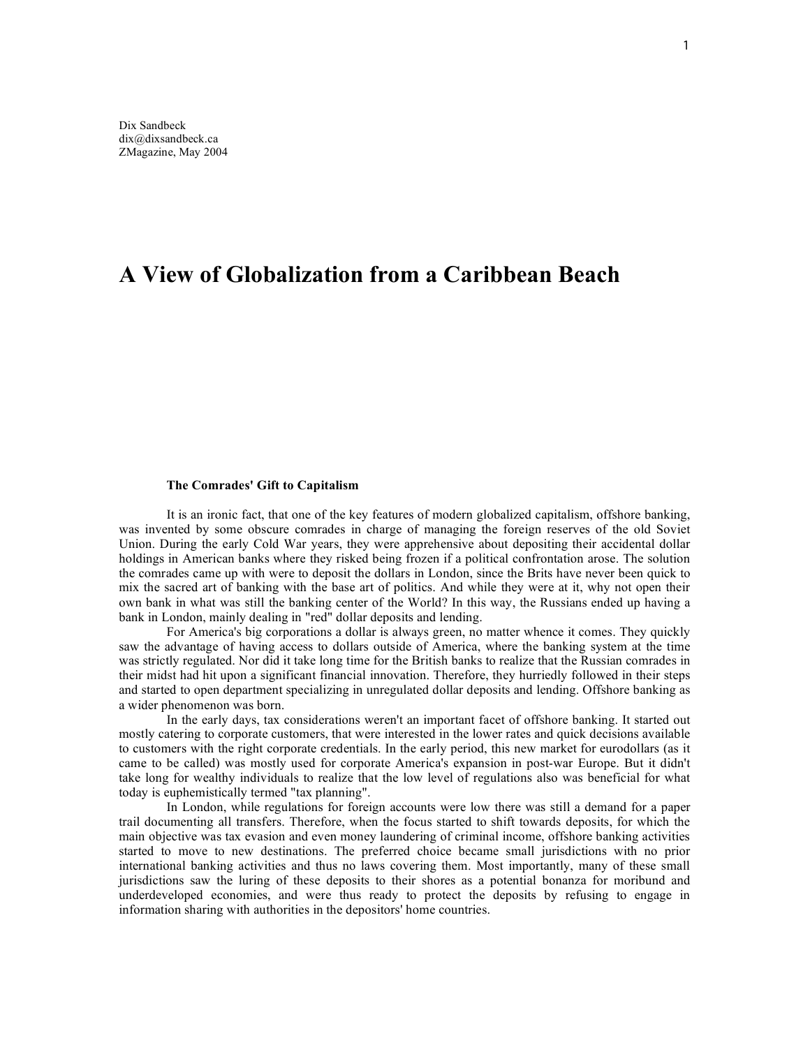Dix Sandbeck
dix@dixsandbeck.ca
ZMagazine, May 2004

# A View of Globalization from a Caribbean Beach

### The Comrades' Gift to Capitalism

It is an ironic fact, that one of the key features of modern globalized capitalism, offshore banking, was invented by some obscure comrades in charge of managing the foreign reserves of the old Soviet Union. During the early Cold War years, they were apprehensive about depositing their accidental dollar holdings in American banks where they risked being frozen if a political confrontation arose. The solution the comrades came up with were to deposit the dollars in London, since the Brits have never been quick to mix the sacred art of banking with the base art of politics. And while they were at it, why not open their own bank in what was still the banking center of the World? In this way, the Russians ended up having a bank in London, mainly dealing in "red" dollar deposits and lending.

For America's big corporations a dollar is always green, no matter whence it comes. They quickly saw the advantage of having access to dollars outside of America, where the banking system at the time was strictly regulated. Nor did it take long time for the British banks to realize that the Russian comrades in their midst had hit upon a significant financial innovation. Therefore, they hurriedly followed in their steps and started to open department specializing in unregulated dollar deposits and lending. Offshore banking as a wider phenomenon was born.

In the early days, tax considerations weren't an important facet of offshore banking. It started out mostly catering to corporate customers, that were interested in the lower rates and quick decisions available to customers with the right corporate credentials. In the early period, this new market for eurodollars (as it came to be called) was mostly used for corporate America's expansion in post-war Europe. But it didn't take long for wealthy individuals to realize that the low level of regulations also was beneficial for what today is euphemistically termed "tax planning".

In London, while regulations for foreign accounts were low there was still a demand for a paper trail documenting all transfers. Therefore, when the focus started to shift towards deposits, for which the main objective was tax evasion and even money laundering of criminal income, offshore banking activities started to move to new destinations. The preferred choice became small jurisdictions with no prior international banking activities and thus no laws covering them. Most importantly, many of these small jurisdictions saw the luring of these deposits to their shores as a potential bonanza for moribund and underdeveloped economies, and were thus ready to protect the deposits by refusing to engage in information sharing with authorities in the depositors' home countries.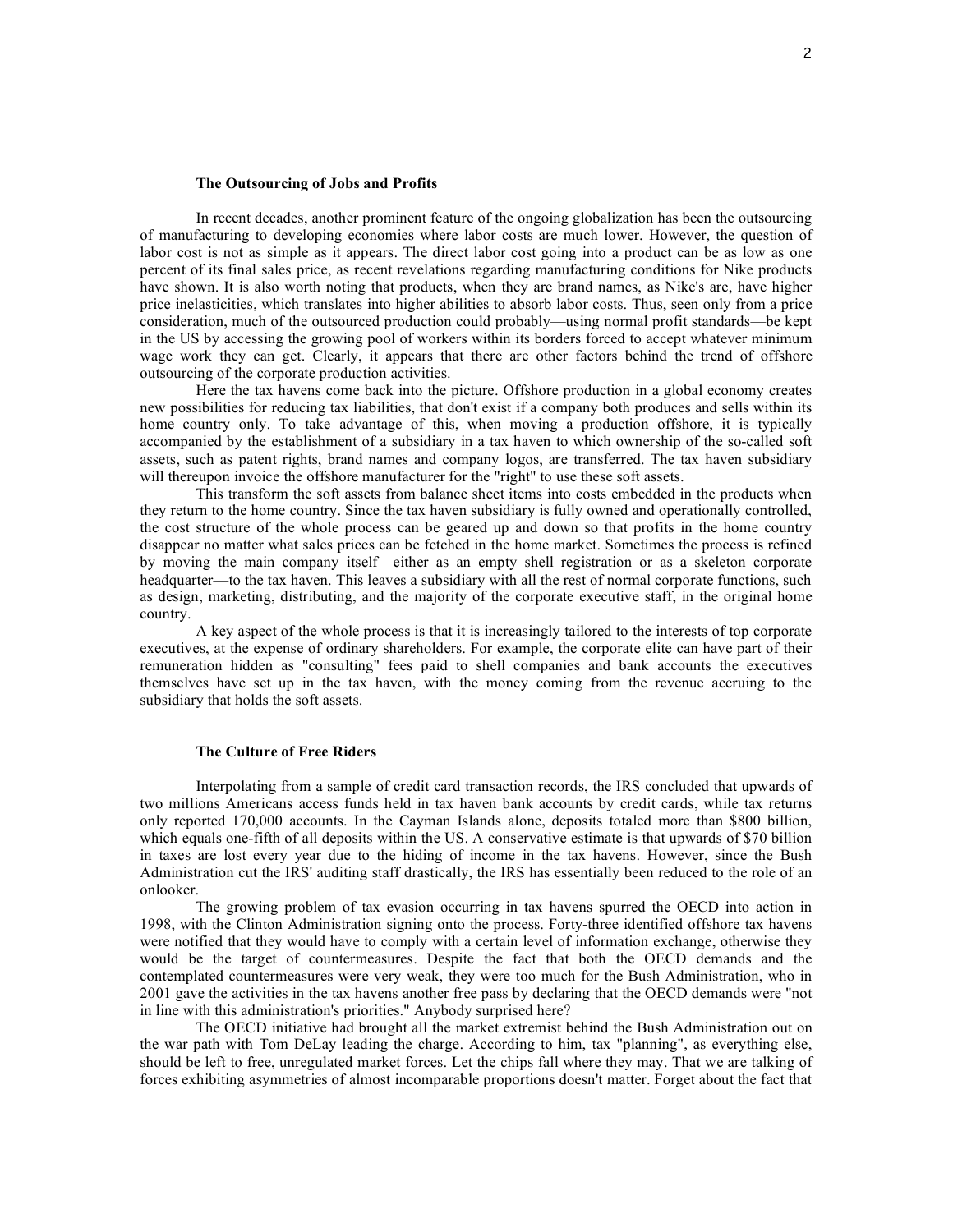### The Outsourcing of Jobs and Profits

In recent decades, another prominent feature of the ongoing globalization has been the outsourcing of manufacturing to developing economies where labor costs are much lower. However, the question of labor cost is not as simple as it appears. The direct labor cost going into a product can be as low as one percent of its final sales price, as recent revelations regarding manufacturing conditions for Nike products have shown. It is also worth noting that products, when they are brand names, as Nike's are, have higher price inelasticities, which translates into higher abilities to absorb labor costs. Thus, seen only from a price consideration, much of the outsourced production could probably—using normal profit standards—be kept in the US by accessing the growing pool of workers within its borders forced to accept whatever minimum wage work they can get. Clearly, it appears that there are other factors behind the trend of offshore outsourcing of the corporate production activities.

Here the tax havens come back into the picture. Offshore production in a global economy creates new possibilities for reducing tax liabilities, that don't exist if a company both produces and sells within its home country only. To take advantage of this, when moving a production offshore, it is typically accompanied by the establishment of a subsidiary in a tax haven to which ownership of the so-called soft assets, such as patent rights, brand names and company logos, are transferred. The tax haven subsidiary will thereupon invoice the offshore manufacturer for the "right" to use these soft assets.

This transform the soft assets from balance sheet items into costs embedded in the products when they return to the home country. Since the tax haven subsidiary is fully owned and operationally controlled, the cost structure of the whole process can be geared up and down so that profits in the home country disappear no matter what sales prices can be fetched in the home market. Sometimes the process is refined by moving the main company itself—either as an empty shell registration or as a skeleton corporate headquarter—to the tax haven. This leaves a subsidiary with all the rest of normal corporate functions, such as design, marketing, distributing, and the majority of the corporate executive staff, in the original home country.

A key aspect of the whole process is that it is increasingly tailored to the interests of top corporate executives, at the expense of ordinary shareholders. For example, the corporate elite can have part of their remuneration hidden as "consulting" fees paid to shell companies and bank accounts the executives themselves have set up in the tax haven, with the money coming from the revenue accruing to the subsidiary that holds the soft assets.

### The Culture of Free Riders

Interpolating from a sample of credit card transaction records, the IRS concluded that upwards of two millions Americans access funds held in tax haven bank accounts by credit cards, while tax returns only reported 170,000 accounts. In the Cayman Islands alone, deposits totaled more than $800 billion, which equals one-fifth of all deposits within the US. A conservative estimate is that upwards of $70 billion in taxes are lost every year due to the hiding of income in the tax havens. However, since the Bush Administration cut the IRS' auditing staff drastically, the IRS has essentially been reduced to the role of an onlooker.

The growing problem of tax evasion occurring in tax havens spurred the OECD into action in 1998, with the Clinton Administration signing onto the process. Forty-three identified offshore tax havens were notified that they would have to comply with a certain level of information exchange, otherwise they would be the target of countermeasures. Despite the fact that both the OECD demands and the contemplated countermeasures were very weak, they were too much for the Bush Administration, who in 2001 gave the activities in the tax havens another free pass by declaring that the OECD demands were "not in line with this administration's priorities." Anybody surprised here?

The OECD initiative had brought all the market extremist behind the Bush Administration out on the war path with Tom DeLay leading the charge. According to him, tax "planning", as everything else, should be left to free, unregulated market forces. Let the chips fall where they may. That we are talking of forces exhibiting asymmetries of almost incomparable proportions doesn't matter. Forget about the fact that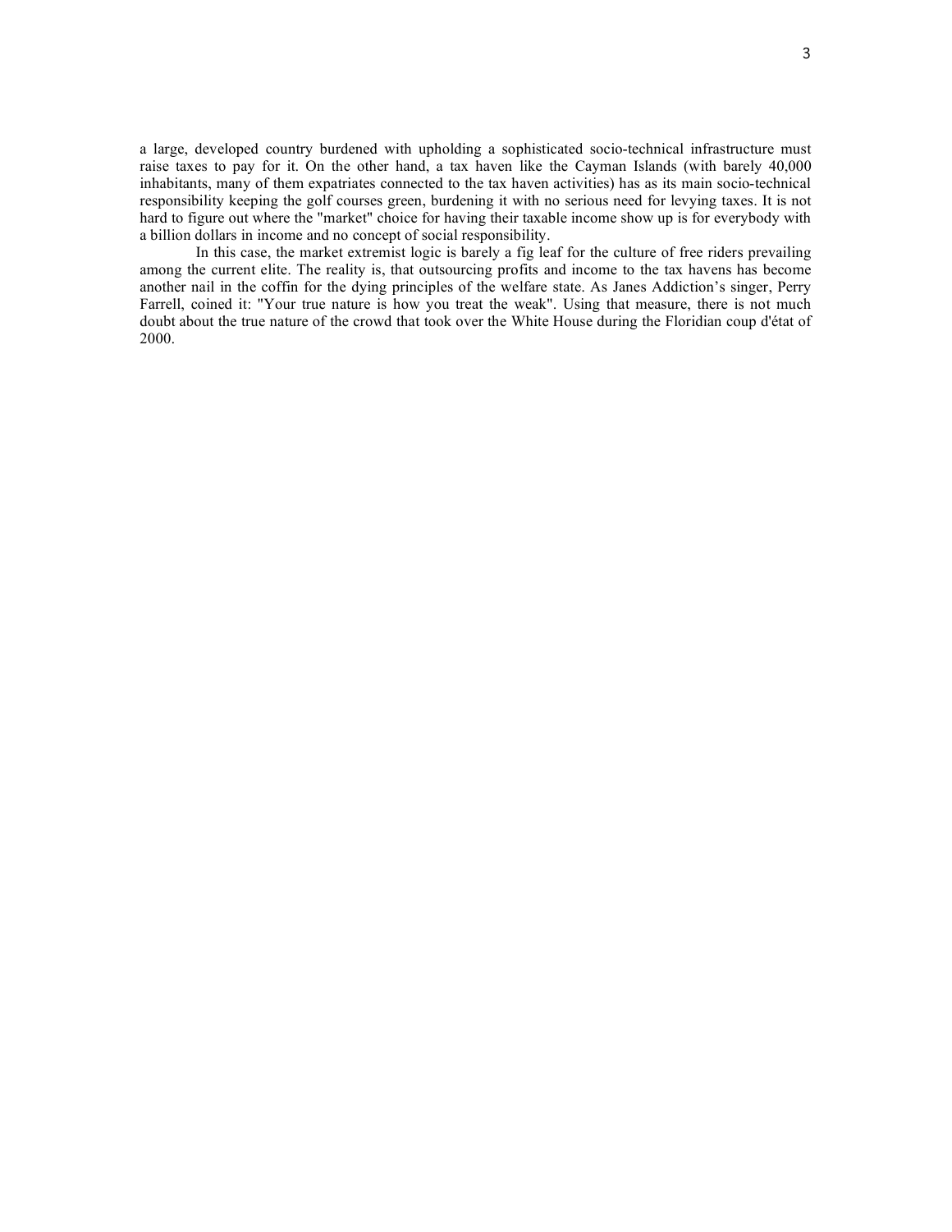a large, developed country burdened with upholding a sophisticated socio-technical infrastructure must raise taxes to pay for it. On the other hand, a tax haven like the Cayman Islands (with barely 40,000 inhabitants, many of them expatriates connected to the tax haven activities) has as its main socio-technical responsibility keeping the golf courses green, burdening it with no serious need for levying taxes. It is not hard to figure out where the "market" choice for having their taxable income show up is for everybody with a billion dollars in income and no concept of social responsibility.

In this case, the market extremist logic is barely a fig leaf for the culture of free riders prevailing among the current elite. The reality is, that outsourcing profits and income to the tax havens has become another nail in the coffin for the dying principles of the welfare state. As Janes Addiction's singer, Perry Farrell, coined it: "Your true nature is how you treat the weak". Using that measure, there is not much doubt about the true nature of the crowd that took over the White House during the Floridian coup d'état of 2000.